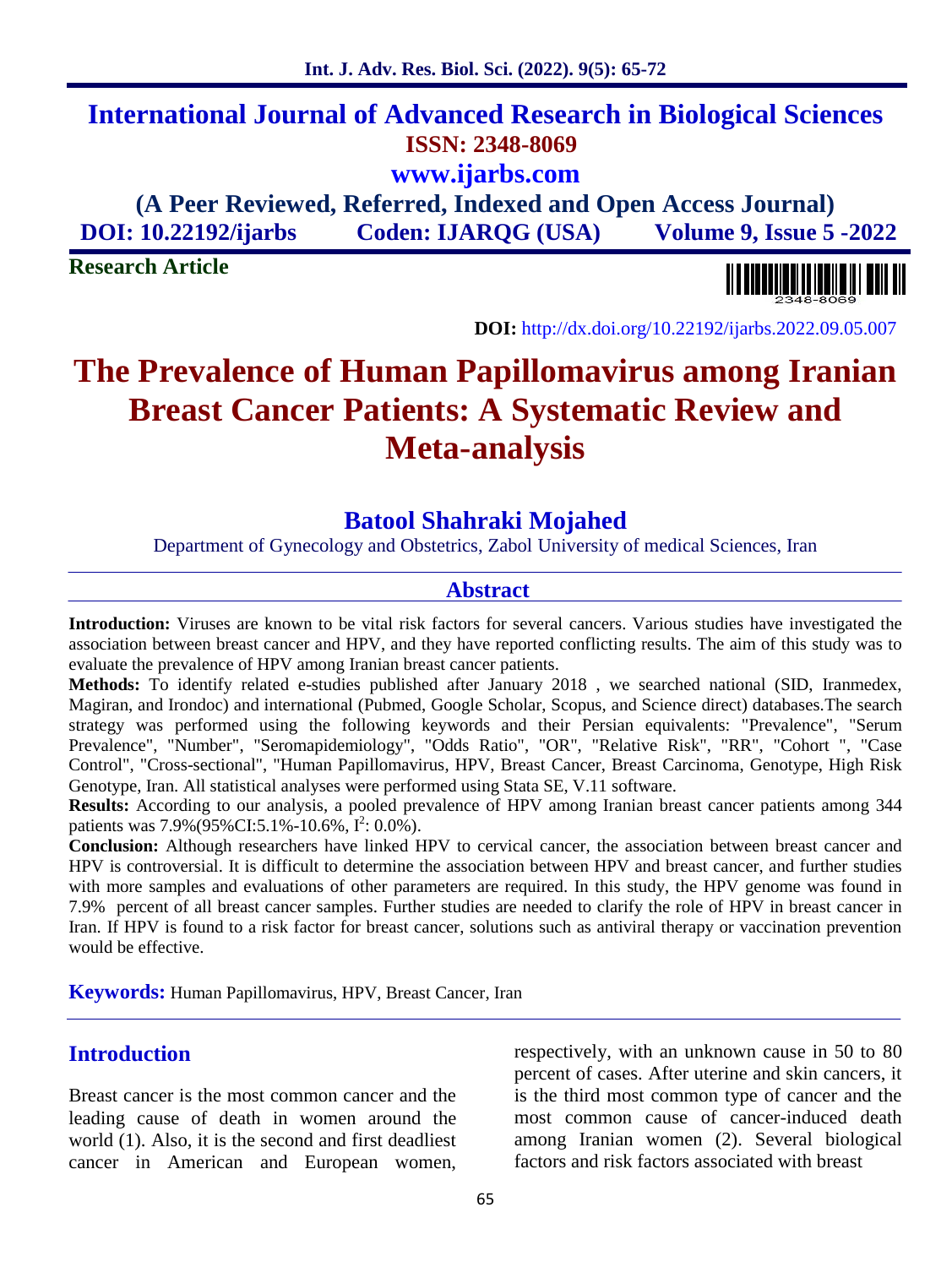# International Journal of Advanced Research in Biological Sciences

**ISSN: 2348-8069**

**www.ijarbs.com**

**(A Peer Reviewed, Referred, Indexed and Open Access Journal)**

**DOI: 10.22192/ijarbs Coden: IJARQG (USA) Volume 9, Issue 5 -2022**

**Research Article**

**DOI:** http://dx.doi.org/10.22192/ijarbs.2022.09.05.007

# The Prevalence of Human Papillomavirus among Iranian Breast Cancer Patients: A Systematic Review and Meta-analysis

## Batool Shahraki Mojahed

Department of Gynecology and Obstetrics, Zabol University of medical Sciences, Iran

## Abstract

**Introduction:** Viruses are known to be vital risk factors for several cancers. Various studies have investigated the association between breast cancer and HPV, and they have reported conflicting results. The aim of this study was to evaluate the prevalence of HPV among Iranian breast cancer patients.

**Methods:** To identify related e-studies published after January 2018 , we searched national (SID, Iranmedex, Magiran, and Irondoc) and international (Pubmed, Google Scholar, Scopus, and Science direct) databases.The search strategy was performed using the following keywords and their Persian equivalents: "Prevalence", "Serum Prevalence", "Number", "Seromapidemiology", "Odds Ratio", "OR", "Relative Risk", "RR", "Cohort ", "Case Control", "Cross-sectional", "Human Papillomavirus, HPV, Breast Cancer, Breast Carcinoma, Genotype, High Risk Genotype, Iran. All statistical analyses were performed using Stata SE, V.11 software.

**Results:** According to our analysis, a pooled prevalence of HPV among Iranian breast cancer patients among 344 patients was 7.9%(95%CI:5.1%-10.6%, $I^2$: 0.0%).

**Conclusion:** Although researchers have linked HPV to cervical cancer, the association between breast cancer and HPV is controversial. It is difficult to determine the association between HPV and breast cancer, and further studies with more samples and evaluations of other parameters are required. In this study, the HPV genome was found in 7.9% percent of all breast cancer samples. Further studies are needed to clarify the role of HPV in breast cancer in Iran. If HPV is found to a risk factor for breast cancer, solutions such as antiviral therapy or vaccination prevention would be effective.

**Keywords:** Human Papillomavirus, HPV, Breast Cancer, Iran

## Introduction

Breast cancer is the most common cancer and the leading cause of death in women around the world (1). Also, it is the second and first deadliest cancer in American and European women, respectively, with an unknown cause in 50 to 80 percent of cases. After uterine and skin cancers, it is the third most common type of cancer and the most common cause of cancer-induced death among Iranian women (2). Several biological factors and risk factors associated with breast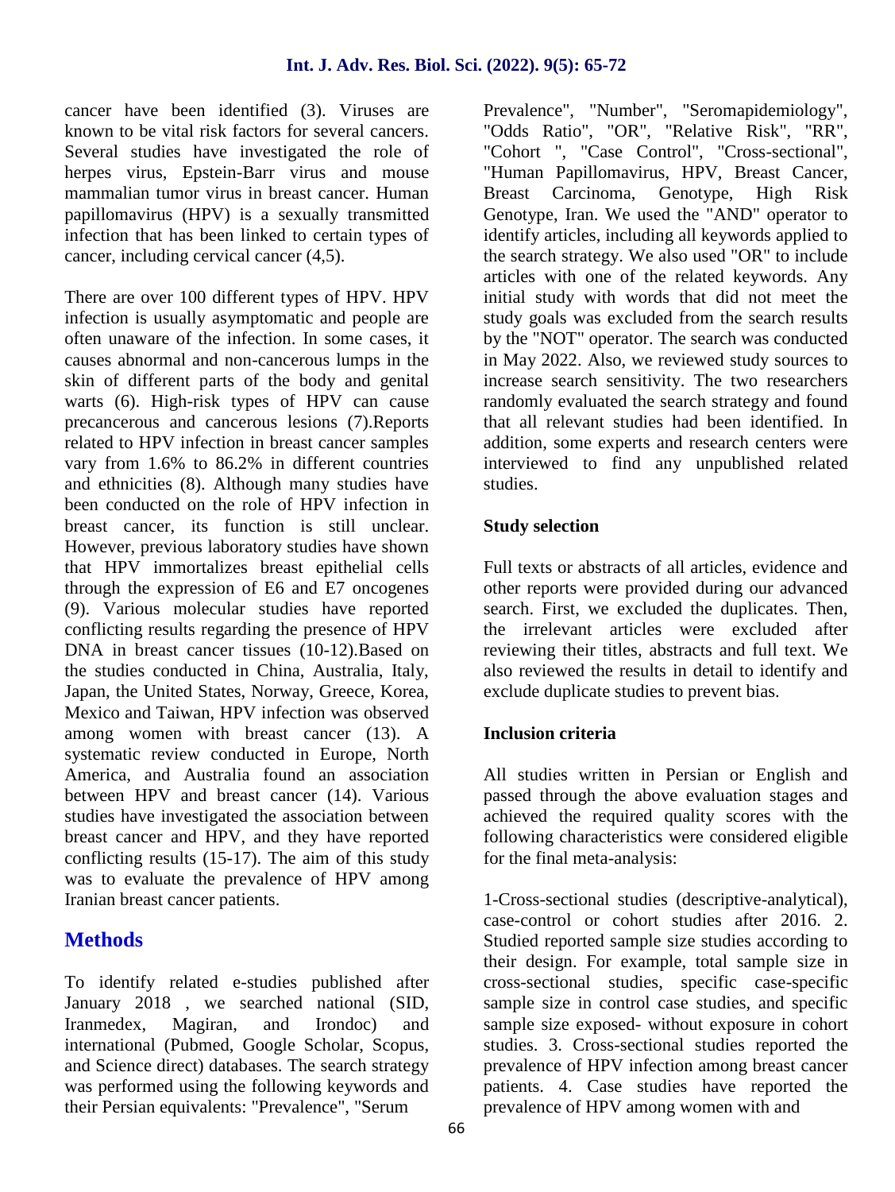cancer have been identified (3). Viruses are known to be vital risk factors for several cancers. Several studies have investigated the role of herpes virus, Epstein-Barr virus and mouse mammalian tumor virus in breast cancer. Human papillomavirus (HPV) is a sexually transmitted infection that has been linked to certain types of cancer, including cervical cancer (4,5).

There are over 100 different types of HPV. HPV infection is usually asymptomatic and people are often unaware of the infection. In some cases, it causes abnormal and non-cancerous lumps in the skin of different parts of the body and genital warts (6). High-risk types of HPV can cause precancerous and cancerous lesions (7).Reports related to HPV infection in breast cancer samples vary from 1.6% to 86.2% in different countries and ethnicities (8). Although many studies have been conducted on the role of HPV infection in breast cancer, its function is still unclear. However, previous laboratory studies have shown that HPV immortalizes breast epithelial cells through the expression of E6 and E7 oncogenes (9). Various molecular studies have reported conflicting results regarding the presence of HPV DNA in breast cancer tissues (10-12).Based on the studies conducted in China, Australia, Italy, Japan, the United States, Norway, Greece, Korea, Mexico and Taiwan, HPV infection was observed among women with breast cancer (13). A systematic review conducted in Europe, North America, and Australia found an association between HPV and breast cancer (14). Various studies have investigated the association between breast cancer and HPV, and they have reported conflicting results (15-17). The aim of this study was to evaluate the prevalence of HPV among Iranian breast cancer patients.

## Methods

To identify related e-studies published after January 2018 , we searched national (SID, Iranmedex, Magiran, and Irondoc) and international (Pubmed, Google Scholar, Scopus, and Science direct) databases. The search strategy was performed using the following keywords and their Persian equivalents: "Prevalence", "Serum Prevalence", "Number", "Seromapidemiology", "Odds Ratio", "OR", "Relative Risk", "RR", "Cohort ", "Case Control", "Cross-sectional", "Human Papillomavirus, HPV, Breast Cancer, Breast Carcinoma, Genotype, High Risk Genotype, Iran. We used the "AND" operator to identify articles, including all keywords applied to the search strategy. We also used "OR" to include articles with one of the related keywords. Any initial study with words that did not meet the study goals was excluded from the search results by the "NOT" operator. The search was conducted in May 2022. Also, we reviewed study sources to increase search sensitivity. The two researchers randomly evaluated the search strategy and found that all relevant studies had been identified. In addition, some experts and research centers were interviewed to find any unpublished related studies.

### Study selection

Full texts or abstracts of all articles, evidence and other reports were provided during our advanced search. First, we excluded the duplicates. Then, the irrelevant articles were excluded after reviewing their titles, abstracts and full text. We also reviewed the results in detail to identify and exclude duplicate studies to prevent bias.

### Inclusion criteria

All studies written in Persian or English and passed through the above evaluation stages and achieved the required quality scores with the following characteristics were considered eligible for the final meta-analysis:

1-Cross-sectional studies (descriptive-analytical), case-control or cohort studies after 2016. 2. Studied reported sample size studies according to their design. For example, total sample size in cross-sectional studies, specific case-specific sample size in control case studies, and specific sample size exposed- without exposure in cohort studies. 3. Cross-sectional studies reported the prevalence of HPV infection among breast cancer patients. 4. Case studies have reported the prevalence of HPV among women with and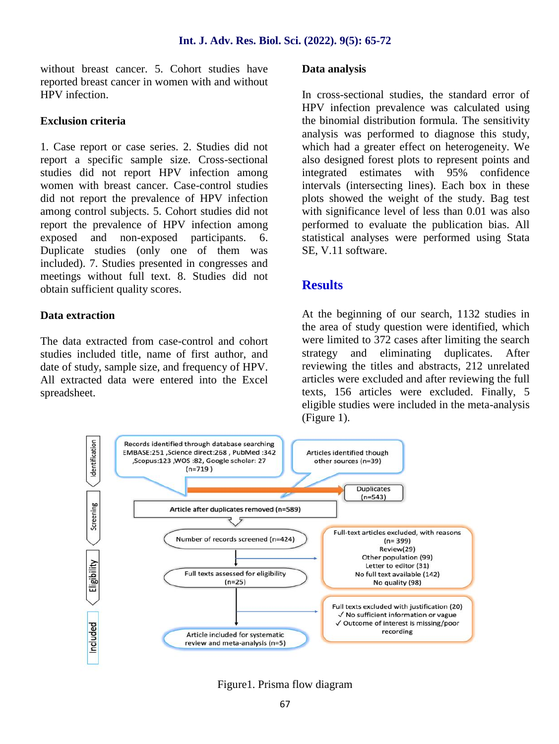without breast cancer. 5. Cohort studies have reported breast cancer in women with and without HPV infection.

### Exclusion criteria

1. Case report or case series. 2. Studies did not report a specific sample size. Cross-sectional studies did not report HPV infection among women with breast cancer. Case-control studies did not report the prevalence of HPV infection among control subjects. 5. Cohort studies did not report the prevalence of HPV infection among exposed and non-exposed participants. 6. Duplicate studies (only one of them was included). 7. Studies presented in congresses and meetings without full text. 8. Studies did not obtain sufficient quality scores.

### Data extraction

The data extracted from case-control and cohort studies included title, name of first author, and date of study, sample size, and frequency of HPV. All extracted data were entered into the Excel spreadsheet.

### Data analysis

In cross-sectional studies, the standard error of HPV infection prevalence was calculated using the binomial distribution formula. The sensitivity analysis was performed to diagnose this study, which had a greater effect on heterogeneity. We also designed forest plots to represent points and integrated estimates with 95% confidence intervals (intersecting lines). Each box in these plots showed the weight of the study. Bag test with significance level of less than 0.01 was also performed to evaluate the publication bias. All statistical analyses were performed using Stata SE, V.11 software.

## Results

At the beginning of our search, 1132 studies in the area of study question were identified, which were limited to 372 cases after limiting the search strategy and eliminating duplicates. After reviewing the titles and abstracts, 212 unrelated articles were excluded and after reviewing the full texts, 156 articles were excluded. Finally, 5 eligible studies were included in the meta-analysis (Figure 1).

**Identification**
- Records identified through database searching EMBASE:251 ,Science direct:268 , PubMed :342 ,Scopus:123 ,WOS :82, Google scholar: 27 (n=719 )
- Articles identified though other sources (n=39)
- Duplicates (n=543)

**Screening**
- Article after duplicates removed (n=589)
- Number of records screened (n=424)

**Eligibility**
- Full-text articles excluded, with reasons (n= 399)
  - Review(29)
  - Other population (99)
  - Letter to editor (31)
  - No full text available (142)
  - No quality (98)
- Full texts assessed for eligibility (n=25)
- Full texts excluded with justification (20)
  - ✓ No sufficient information or vague
  - ✓ Outcome of interest is missing/poor recording

**Included**
- Article included for systematic review and meta-analysis (n=5)

Figure1. Prisma flow diagram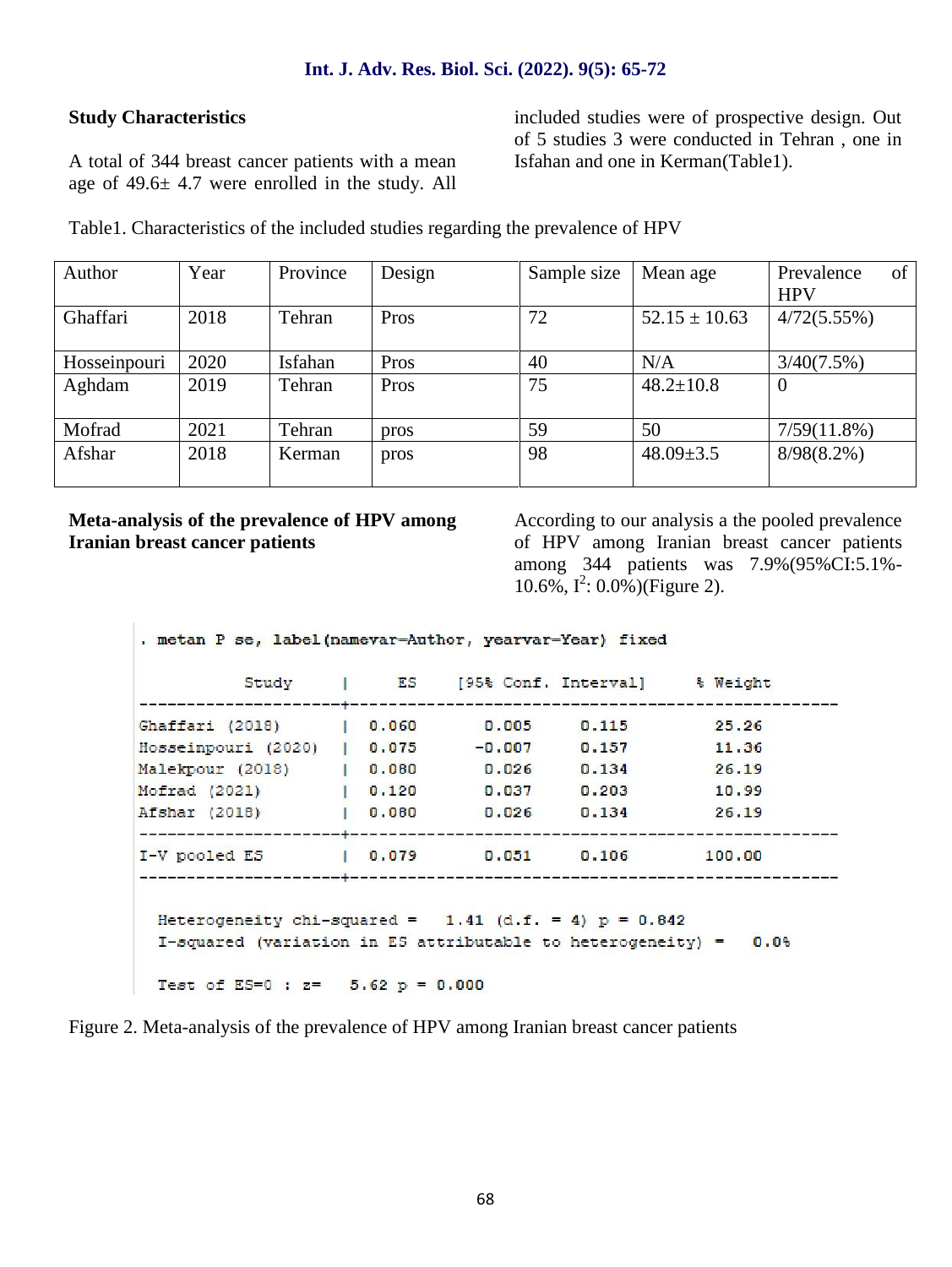### Study Characteristics

A total of 344 breast cancer patients with a mean age of 49.6± 4.7 were enrolled in the study. All included studies were of prospective design. Out of 5 studies 3 were conducted in Tehran , one in Isfahan and one in Kerman(Table1).

Table1. Characteristics of the included studies regarding the prevalence of HPV

| Author | Year | Province | Design | Sample size | Mean age | Prevalence of HPV |
|---|---|---|---|---|---|---|
| Ghaffari | 2018 | Tehran | Pros | 72 | 52.15 ± 10.63 | 4/72(5.55%) |
| Hosseinpouri | 2020 | Isfahan | Pros | 40 | N/A | 3/40(7.5%) |
| Aghdam | 2019 | Tehran | Pros | 75 | 48.2±10.8 | 0 |
| Mofrad | 2021 | Tehran | pros | 59 | 50 | 7/59(11.8%) |
| Afshar | 2018 | Kerman | pros | 98 | 48.09±3.5 | 8/98(8.2%) |

### Meta-analysis of the prevalence of HPV among Iranian breast cancer patients

According to our analysis a the pooled prevalence of HPV among Iranian breast cancer patients among 344 patients was 7.9%(95%CI:5.1%-10.6%, $I^2$: 0.0%)(Figure 2).

```
. metan P se, label(namevar=Author, yearvar=Year) fixed

          Study     |     ES    [95% Conf. Interval]     % Weight
--------------------+---------------------------------------------------
Ghaffari (2018)     |  0.060      0.005     0.115        25.26
Hosseinpouri (2020) |  0.075     -0.007     0.157        11.36
Malekpour (2018)    |  0.080      0.026     0.134        26.19
Mofrad (2021)       |  0.120      0.037     0.203        10.99
Afshar (2018)       |  0.080      0.026     0.134        26.19
--------------------+---------------------------------------------------
I-V pooled ES       |  0.079      0.051     0.106       100.00
--------------------+---------------------------------------------------

  Heterogeneity chi-squared =   1.41 (d.f. = 4) p = 0.842
  I-squared (variation in ES attributable to heterogeneity) =   0.0%

  Test of ES=0 : z=   5.62 p = 0.000
```

Figure 2. Meta-analysis of the prevalence of HPV among Iranian breast cancer patients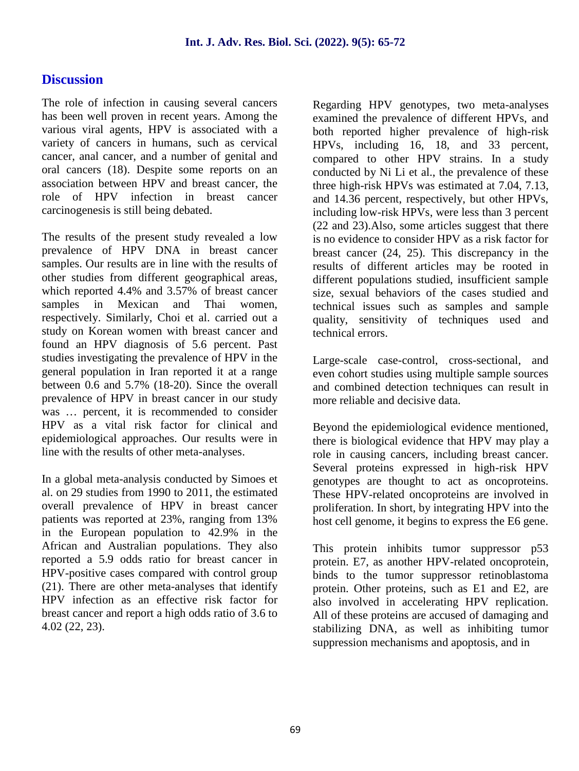## Discussion

The role of infection in causing several cancers has been well proven in recent years. Among the various viral agents, HPV is associated with a variety of cancers in humans, such as cervical cancer, anal cancer, and a number of genital and oral cancers (18). Despite some reports on an association between HPV and breast cancer, the role of HPV infection in breast cancer carcinogenesis is still being debated.

The results of the present study revealed a low prevalence of HPV DNA in breast cancer samples. Our results are in line with the results of other studies from different geographical areas, which reported 4.4% and 3.57% of breast cancer samples in Mexican and Thai women, respectively. Similarly, Choi et al. carried out a study on Korean women with breast cancer and found an HPV diagnosis of 5.6 percent. Past studies investigating the prevalence of HPV in the general population in Iran reported it at a range between 0.6 and 5.7% (18-20). Since the overall prevalence of HPV in breast cancer in our study was … percent, it is recommended to consider HPV as a vital risk factor for clinical and epidemiological approaches. Our results were in line with the results of other meta-analyses.

In a global meta-analysis conducted by Simoes et al. on 29 studies from 1990 to 2011, the estimated overall prevalence of HPV in breast cancer patients was reported at 23%, ranging from 13% in the European population to 42.9% in the African and Australian populations. They also reported a 5.9 odds ratio for breast cancer in HPV-positive cases compared with control group (21). There are other meta-analyses that identify HPV infection as an effective risk factor for breast cancer and report a high odds ratio of 3.6 to 4.02 (22, 23).

Regarding HPV genotypes, two meta-analyses examined the prevalence of different HPVs, and both reported higher prevalence of high-risk HPVs, including 16, 18, and 33 percent, compared to other HPV strains. In a study conducted by Ni Li et al., the prevalence of these three high-risk HPVs was estimated at 7.04, 7.13, and 14.36 percent, respectively, but other HPVs, including low-risk HPVs, were less than 3 percent (22 and 23).Also, some articles suggest that there is no evidence to consider HPV as a risk factor for breast cancer (24, 25). This discrepancy in the results of different articles may be rooted in different populations studied, insufficient sample size, sexual behaviors of the cases studied and technical issues such as samples and sample quality, sensitivity of techniques used and technical errors.

Large-scale case-control, cross-sectional, and even cohort studies using multiple sample sources and combined detection techniques can result in more reliable and decisive data.

Beyond the epidemiological evidence mentioned, there is biological evidence that HPV may play a role in causing cancers, including breast cancer. Several proteins expressed in high-risk HPV genotypes are thought to act as oncoproteins. These HPV-related oncoproteins are involved in proliferation. In short, by integrating HPV into the host cell genome, it begins to express the E6 gene.

This protein inhibits tumor suppressor p53 protein. E7, as another HPV-related oncoprotein, binds to the tumor suppressor retinoblastoma protein. Other proteins, such as E1 and E2, are also involved in accelerating HPV replication. All of these proteins are accused of damaging and stabilizing DNA, as well as inhibiting tumor suppression mechanisms and apoptosis, and in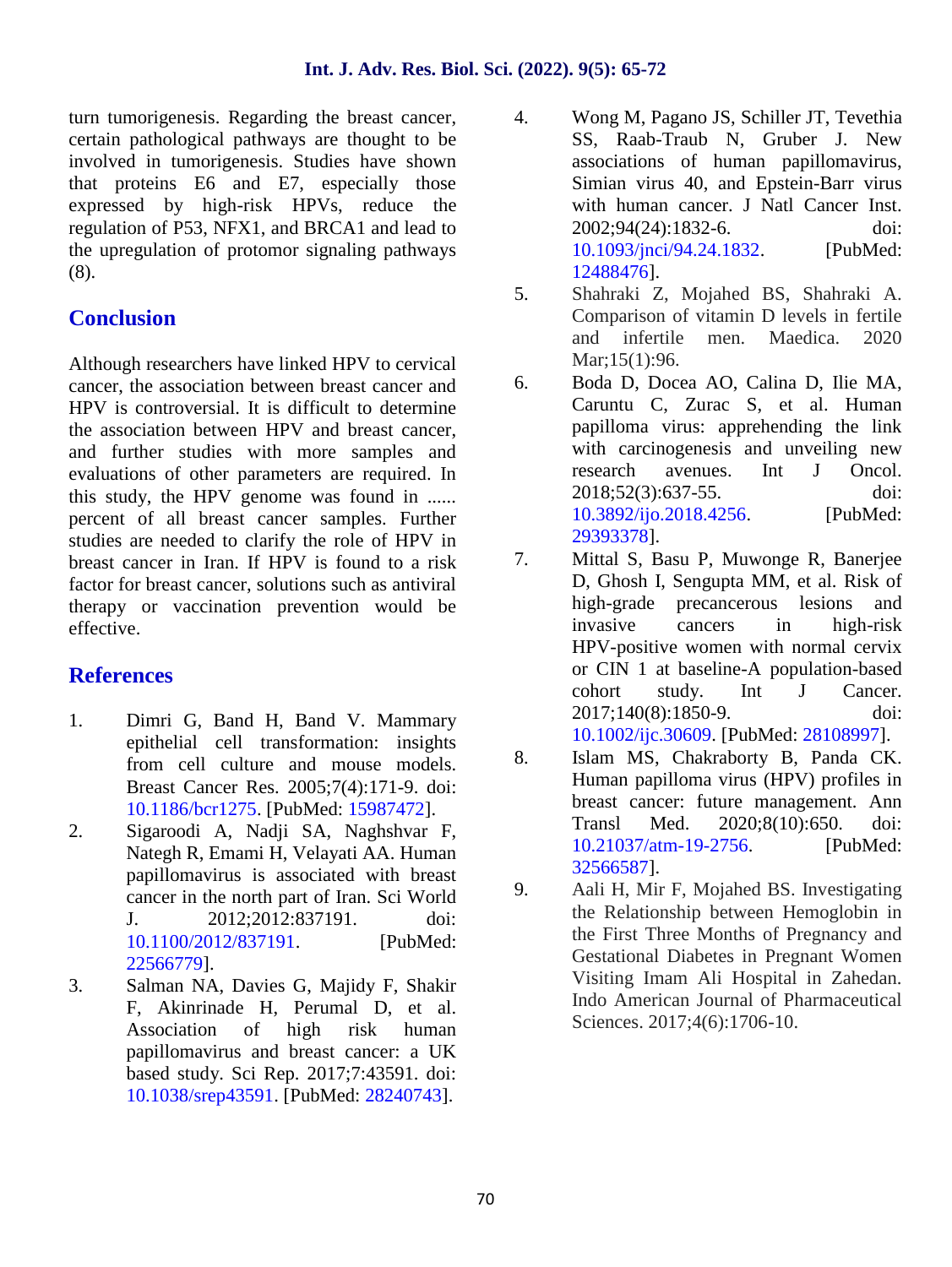turn tumorigenesis. Regarding the breast cancer, certain pathological pathways are thought to be involved in tumorigenesis. Studies have shown that proteins E6 and E7, especially those expressed by high-risk HPVs, reduce the regulation of P53, NFX1, and BRCA1 and lead to the upregulation of protomor signaling pathways (8).

## Conclusion

Although researchers have linked HPV to cervical cancer, the association between breast cancer and HPV is controversial. It is difficult to determine the association between HPV and breast cancer, and further studies with more samples and evaluations of other parameters are required. In this study, the HPV genome was found in ...... percent of all breast cancer samples. Further studies are needed to clarify the role of HPV in breast cancer in Iran. If HPV is found to a risk factor for breast cancer, solutions such as antiviral therapy or vaccination prevention would be effective.

## References

1. Dimri G, Band H, Band V. Mammary epithelial cell transformation: insights from cell culture and mouse models. Breast Cancer Res. 2005;7(4):171-9. doi: 10.1186/bcr1275. [PubMed: 15987472].
2. Sigaroodi A, Nadji SA, Naghshvar F, Nategh R, Emami H, Velayati AA. Human papillomavirus is associated with breast cancer in the north part of Iran. Sci World J. 2012;2012:837191. doi: 10.1100/2012/837191. [PubMed: 22566779].
3. Salman NA, Davies G, Majidy F, Shakir F, Akinrinade H, Perumal D, et al. Association of high risk human papillomavirus and breast cancer: a UK based study. Sci Rep. 2017;7:43591. doi: 10.1038/srep43591. [PubMed: 28240743].
4. Wong M, Pagano JS, Schiller JT, Tevethia SS, Raab-Traub N, Gruber J. New associations of human papillomavirus, Simian virus 40, and Epstein-Barr virus with human cancer. J Natl Cancer Inst. 2002;94(24):1832-6. doi: 10.1093/jnci/94.24.1832. [PubMed: 12488476].
5. Shahraki Z, Mojahed BS, Shahraki A. Comparison of vitamin D levels in fertile and infertile men. Maedica. 2020 Mar;15(1):96.
6. Boda D, Docea AO, Calina D, Ilie MA, Caruntu C, Zurac S, et al. Human papilloma virus: apprehending the link with carcinogenesis and unveiling new research avenues. Int J Oncol. 2018;52(3):637-55. doi: 10.3892/ijo.2018.4256. [PubMed: 29393378].
7. Mittal S, Basu P, Muwonge R, Banerjee D, Ghosh I, Sengupta MM, et al. Risk of high-grade precancerous lesions and invasive cancers in high-risk HPV-positive women with normal cervix or CIN 1 at baseline-A population-based cohort study. Int J Cancer. 2017;140(8):1850-9. doi: 10.1002/ijc.30609. [PubMed: 28108997].
8. Islam MS, Chakraborty B, Panda CK. Human papilloma virus (HPV) profiles in breast cancer: future management. Ann Transl Med. 2020;8(10):650. doi: 10.21037/atm-19-2756. [PubMed: 32566587].
9. Aali H, Mir F, Mojahed BS. Investigating the Relationship between Hemoglobin in the First Three Months of Pregnancy and Gestational Diabetes in Pregnant Women Visiting Imam Ali Hospital in Zahedan. Indo American Journal of Pharmaceutical Sciences. 2017;4(6):1706-10.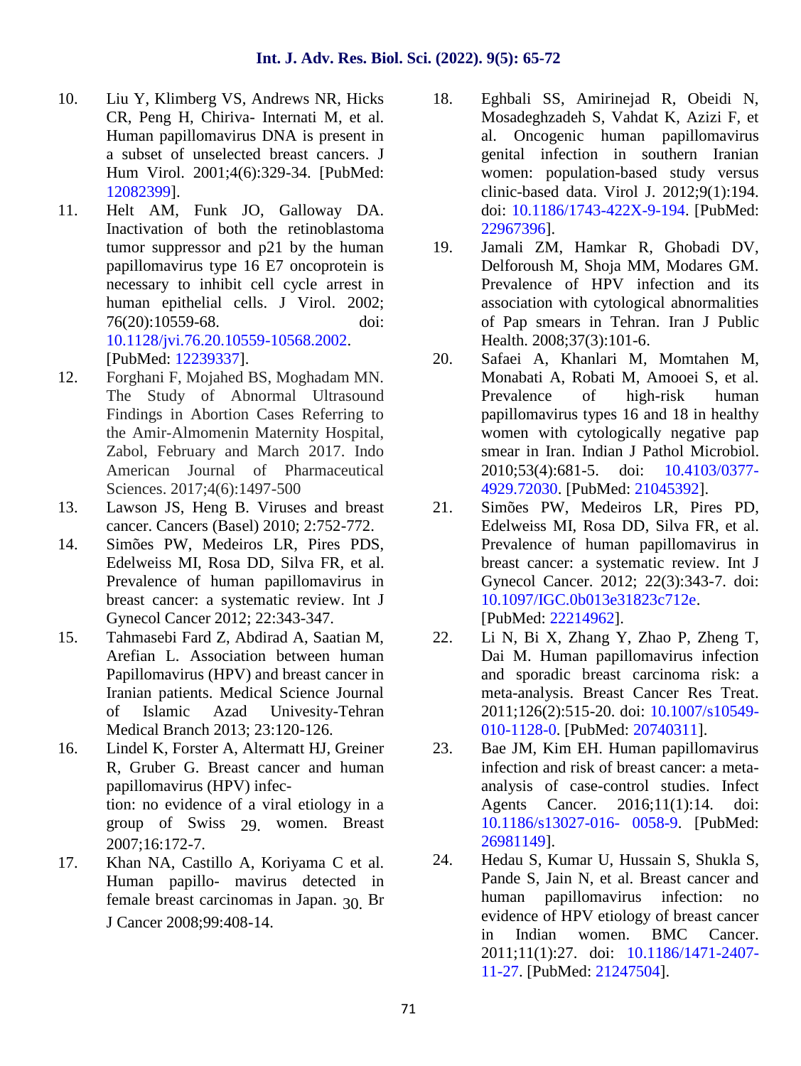10. Liu Y, Klimberg VS, Andrews NR, Hicks CR, Peng H, Chiriva- Internati M, et al. Human papillomavirus DNA is present in a subset of unselected breast cancers. J Hum Virol. 2001;4(6):329-34. [PubMed: 12082399].
11. Helt AM, Funk JO, Galloway DA. Inactivation of both the retinoblastoma tumor suppressor and p21 by the human papillomavirus type 16 E7 oncoprotein is necessary to inhibit cell cycle arrest in human epithelial cells. J Virol. 2002; 76(20):10559-68. doi: 10.1128/jvi.76.20.10559-10568.2002. [PubMed: 12239337].
12. Forghani F, Mojahed BS, Moghadam MN. The Study of Abnormal Ultrasound Findings in Abortion Cases Referring to the Amir-Almomenin Maternity Hospital, Zabol, February and March 2017. Indo American Journal of Pharmaceutical Sciences. 2017;4(6):1497-500
13. Lawson JS, Heng B. Viruses and breast cancer. Cancers (Basel) 2010; 2:752-772.
14. Simões PW, Medeiros LR, Pires PDS, Edelweiss MI, Rosa DD, Silva FR, et al. Prevalence of human papillomavirus in breast cancer: a systematic review. Int J Gynecol Cancer 2012; 22:343-347.
15. Tahmasebi Fard Z, Abdirad A, Saatian M, Arefian L. Association between human Papillomavirus (HPV) and breast cancer in Iranian patients. Medical Science Journal of Islamic Azad Univesity-Tehran Medical Branch 2013; 23:120-126.
16. Lindel K, Forster A, Altermatt HJ, Greiner R, Gruber G. Breast cancer and human papillomavirus (HPV) infec- tion: no evidence of a viral etiology in a group of Swiss 29. women. Breast 2007;16:172-7.
17. Khan NA, Castillo A, Koriyama C et al. Human papillo- mavirus detected in female breast carcinomas in Japan. 30. Br J Cancer 2008;99:408-14.
18. Eghbali SS, Amirinejad R, Obeidi N, Mosadeghzadeh S, Vahdat K, Azizi F, et al. Oncogenic human papillomavirus genital infection in southern Iranian women: population-based study versus clinic-based data. Virol J. 2012;9(1):194. doi: 10.1186/1743-422X-9-194. [PubMed: 22967396].
19. Jamali ZM, Hamkar R, Ghobadi DV, Delforoush M, Shoja MM, Modares GM. Prevalence of HPV infection and its association with cytological abnormalities of Pap smears in Tehran. Iran J Public Health. 2008;37(3):101-6.
20. Safaei A, Khanlari M, Momtahen M, Monabati A, Robati M, Amooei S, et al. Prevalence of high-risk human papillomavirus types 16 and 18 in healthy women with cytologically negative pap smear in Iran. Indian J Pathol Microbiol. 2010;53(4):681-5. doi: 10.4103/0377-4929.72030. [PubMed: 21045392].
21. Simões PW, Medeiros LR, Pires PD, Edelweiss MI, Rosa DD, Silva FR, et al. Prevalence of human papillomavirus in breast cancer: a systematic review. Int J Gynecol Cancer. 2012; 22(3):343-7. doi: 10.1097/IGC.0b013e31823c712e. [PubMed: 22214962].
22. Li N, Bi X, Zhang Y, Zhao P, Zheng T, Dai M. Human papillomavirus infection and sporadic breast carcinoma risk: a meta-analysis. Breast Cancer Res Treat. 2011;126(2):515-20. doi: 10.1007/s10549-010-1128-0. [PubMed: 20740311].
23. Bae JM, Kim EH. Human papillomavirus infection and risk of breast cancer: a meta-analysis of case-control studies. Infect Agents Cancer. 2016;11(1):14. doi: 10.1186/s13027-016- 0058-9. [PubMed: 26981149].
24. Hedau S, Kumar U, Hussain S, Shukla S, Pande S, Jain N, et al. Breast cancer and human papillomavirus infection: no evidence of HPV etiology of breast cancer in Indian women. BMC Cancer. 2011;11(1):27. doi: 10.1186/1471-2407-11-27. [PubMed: 21247504].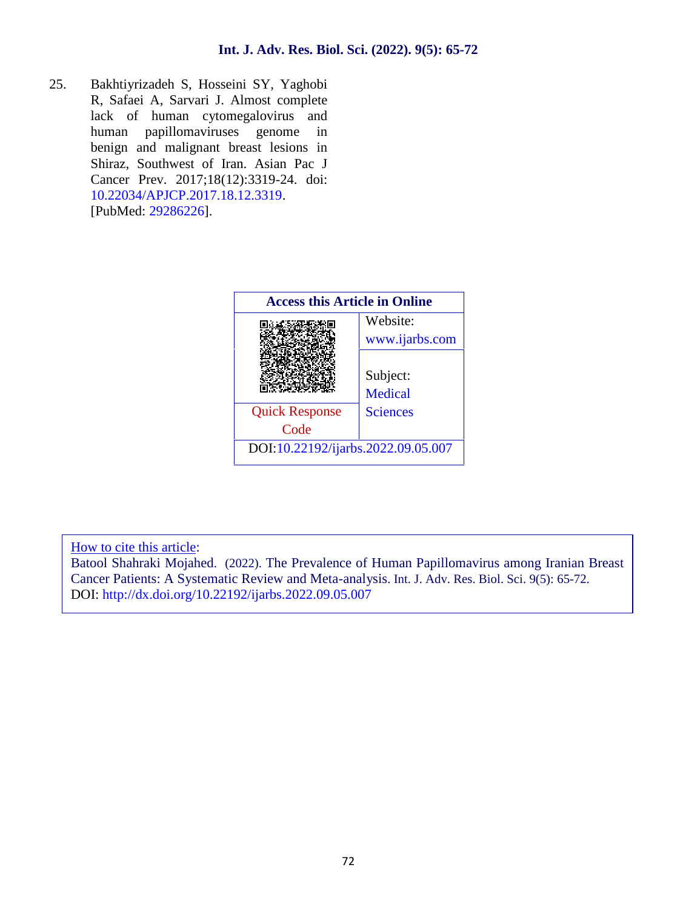25. Bakhtiyrizadeh S, Hosseini SY, Yaghobi R, Safaei A, Sarvari J. Almost complete lack of human cytomegalovirus and human papillomaviruses genome in benign and malignant breast lesions in Shiraz, Southwest of Iran. Asian Pac J Cancer Prev. 2017;18(12):3319-24. doi: 10.22034/APJCP.2017.18.12.3319. [PubMed: 29286226].

| Access this Article in Online | |
| --- | --- |
| | Website: www.ijarbs.com |
| Quick Response Code | Subject: Medical Sciences |
| DOI:10.22192/ijarbs.2022.09.05.007 | |

How to cite this article:
Batool Shahraki Mojahed. (2022). The Prevalence of Human Papillomavirus among Iranian Breast Cancer Patients: A Systematic Review and Meta-analysis. Int. J. Adv. Res. Biol. Sci. 9(5): 65-72.
DOI: http://dx.doi.org/10.22192/ijarbs.2022.09.05.007